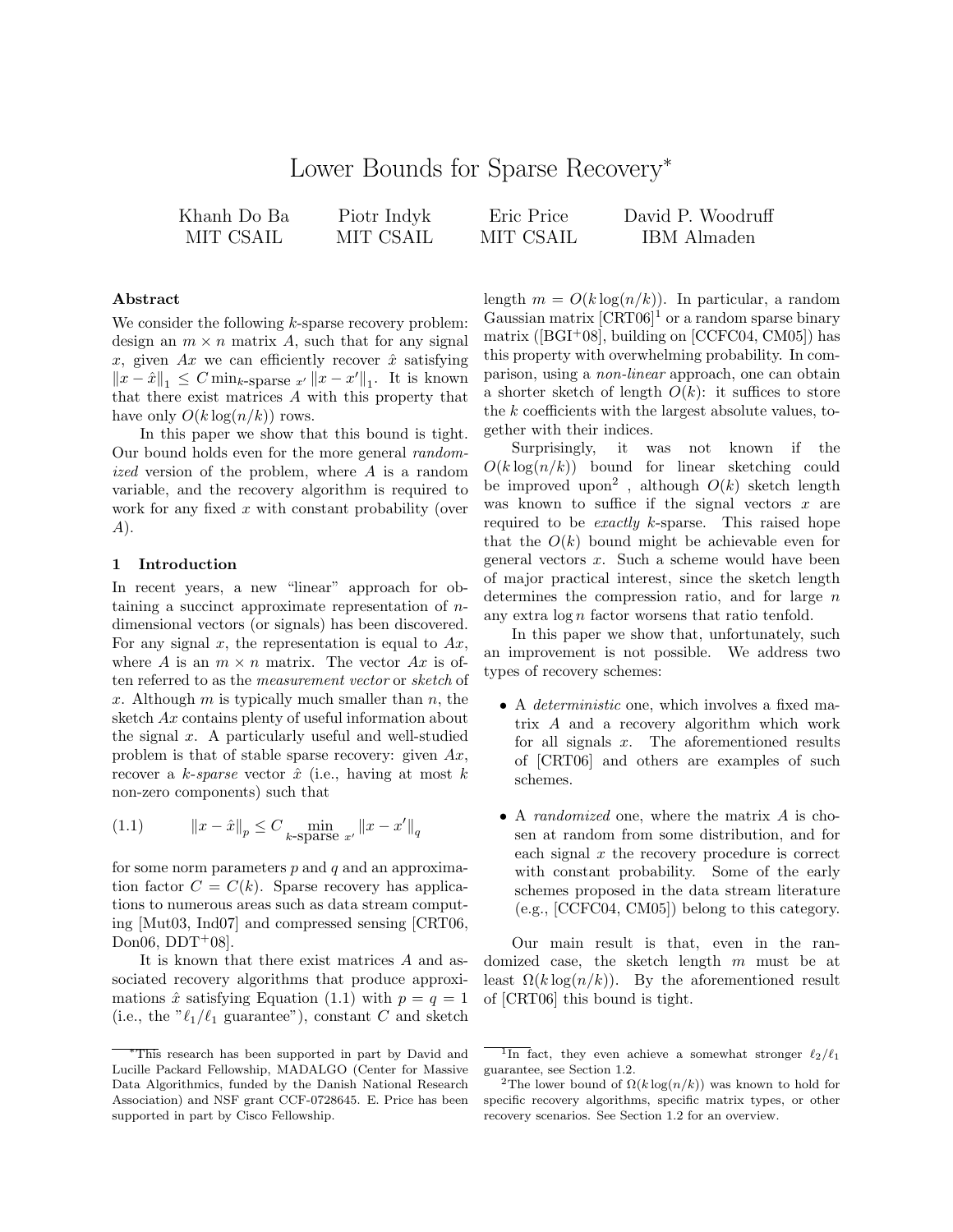# Lower Bounds for Sparse Recovery*

Khanh Do Ba
MIT CSAIL

Piotr Indyk
MIT CSAIL

Eric Price
MIT CSAIL

David P. Woodruff
IBM Almaden

### Abstract

We consider the following $k$-sparse recovery problem: design an $m \times n$ matrix $A$, such that for any signal $x$, given $Ax$ we can efficiently recover $\hat{x}$ satisfying $\|x - \hat{x}\|_1 \leq C \min_{k\text{-sparse } x'} \|x - x'\|_1$. It is known that there exist matrices $A$ with this property that have only $O(k \log(n/k))$ rows.

In this paper we show that this bound is tight. Our bound holds even for the more general *randomized* version of the problem, where $A$ is a random variable, and the recovery algorithm is required to work for any fixed $x$ with constant probability (over $A$).

## 1 Introduction

In recent years, a new "linear" approach for obtaining a succinct approximate representation of $n$-dimensional vectors (or signals) has been discovered. For any signal $x$, the representation is equal to $Ax$, where $A$ is an $m \times n$ matrix. The vector $Ax$ is often referred to as the *measurement vector* or *sketch* of $x$. Although $m$ is typically much smaller than $n$, the sketch $Ax$ contains plenty of useful information about the signal $x$. A particularly useful and well-studied problem is that of stable sparse recovery: given $Ax$, recover a *k-sparse* vector $\hat{x}$ (i.e., having at most $k$ non-zero components) such that

$$\|x - \hat{x}\|_p \leq C \min_{k\text{-sparse } x'} \|x - x'\|_q \tag{1.1}$$

for some norm parameters $p$ and $q$ and an approximation factor $C = C(k)$. Sparse recovery has applications to numerous areas such as data stream computing [Mut03, Ind07] and compressed sensing [CRT06, Don06, DDT+08].

It is known that there exist matrices $A$ and associated recovery algorithms that produce approximations $\hat{x}$ satisfying Equation (1.1) with $p = q = 1$ (i.e., the "$\ell_1/\ell_1$ guarantee"), constant $C$ and sketch length $m = O(k \log(n/k))$. In particular, a random Gaussian matrix [CRT06][1] or a random sparse binary matrix ([BGI+08], building on [CCFC04, CM05]) has this property with overwhelming probability. In comparison, using a *non-linear* approach, one can obtain a shorter sketch of length $O(k)$: it suffices to store the $k$ coefficients with the largest absolute values, together with their indices.

Surprisingly, it was not known if the $O(k \log(n/k))$ bound for linear sketching could be improved upon[2], although $O(k)$ sketch length was known to suffice if the signal vectors $x$ are required to be *exactly* $k$-sparse. This raised hope that the $O(k)$ bound might be achievable even for general vectors $x$. Such a scheme would have been of major practical interest, since the sketch length determines the compression ratio, and for large $n$ any extra $\log n$ factor worsens that ratio tenfold.

In this paper we show that, unfortunately, such an improvement is not possible. We address two types of recovery schemes:

- A *deterministic* one, which involves a fixed matrix $A$ and a recovery algorithm which work for all signals $x$. The aforementioned results of [CRT06] and others are examples of such schemes.
- A *randomized* one, where the matrix $A$ is chosen at random from some distribution, and for each signal $x$ the recovery procedure is correct with constant probability. Some of the early schemes proposed in the data stream literature (e.g., [CCFC04, CM05]) belong to this category.

Our main result is that, even in the randomized case, the sketch length $m$ must be at least $\Omega(k \log(n/k))$. By the aforementioned result of [CRT06] this bound is tight.

---

*This research has been supported in part by David and Lucille Packard Fellowship, MADALGO (Center for Massive Data Algorithmics, funded by the Danish National Research Association) and NSF grant CCF-0728645. E. Price has been supported in part by Cisco Fellowship.

[1] In fact, they even achieve a somewhat stronger $\ell_2/\ell_1$ guarantee, see Section 1.2.

[2] The lower bound of $\Omega(k \log(n/k))$ was known to hold for specific recovery algorithms, specific matrix types, or other recovery scenarios. See Section 1.2 for an overview.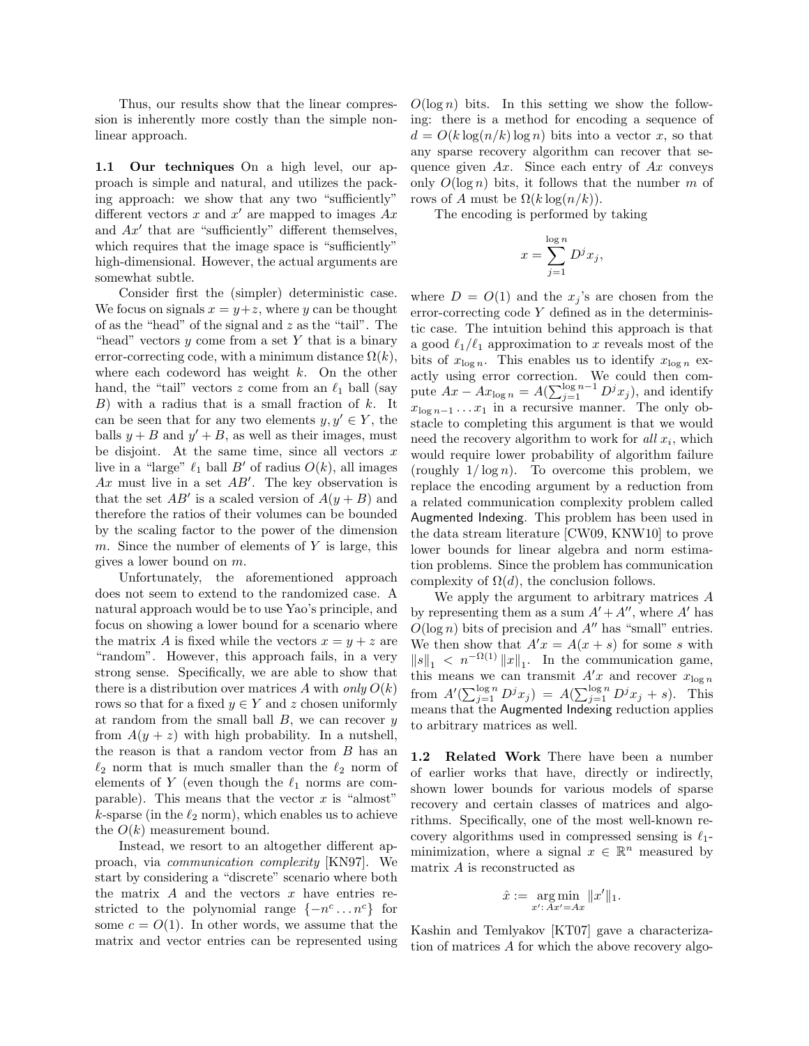Thus, our results show that the linear compression is inherently more costly than the simple non-linear approach.

### 1.1 Our techniques

On a high level, our approach is simple and natural, and utilizes the packing approach: we show that any two "sufficiently" different vectors $x$ and $x'$ are mapped to images $Ax$ and $Ax'$ that are "sufficiently" different themselves, which requires that the image space is "sufficiently" high-dimensional. However, the actual arguments are somewhat subtle.

Consider first the (simpler) deterministic case. We focus on signals $x = y + z$, where $y$ can be thought of as the "head" of the signal and $z$ as the "tail". The "head" vectors $y$ come from a set $Y$ that is a binary error-correcting code, with a minimum distance $\Omega(k)$, where each codeword has weight $k$. On the other hand, the "tail" vectors $z$ come from an $\ell_1$ ball (say $B$) with a radius that is a small fraction of $k$. It can be seen that for any two elements $y, y' \in Y$, the balls $y + B$ and $y' + B$, as well as their images, must be disjoint. At the same time, since all vectors $x$ live in a "large" $\ell_1$ ball $B'$ of radius $O(k)$, all images $Ax$ must live in a set $AB'$. The key observation is that the set $AB'$ is a scaled version of $A(y + B)$ and therefore the ratios of their volumes can be bounded by the scaling factor to the power of the dimension $m$. Since the number of elements of $Y$ is large, this gives a lower bound on $m$.

Unfortunately, the aforementioned approach does not seem to extend to the randomized case. A natural approach would be to use Yao's principle, and focus on showing a lower bound for a scenario where the matrix $A$ is fixed while the vectors $x = y + z$ are "random". However, this approach fails, in a very strong sense. Specifically, we are able to show that there is a distribution over matrices $A$ with *only* $O(k)$ rows so that for a fixed $y \in Y$ and $z$ chosen uniformly at random from the small ball $B$, we can recover $y$ from $A(y + z)$ with high probability. In a nutshell, the reason is that a random vector from $B$ has an $\ell_2$ norm that is much smaller than the $\ell_2$ norm of elements of $Y$ (even though the $\ell_1$ norms are comparable). This means that the vector $x$ is "almost" $k$-sparse (in the $\ell_2$ norm), which enables us to achieve the $O(k)$ measurement bound.

Instead, we resort to an altogether different approach, via *communication complexity* [KN97]. We start by considering a "discrete" scenario where both the matrix $A$ and the vectors $x$ have entries restricted to the polynomial range $\{-n^c \dots n^c\}$ for some $c = O(1)$. In other words, we assume that the matrix and vector entries can be represented using $O(\log n)$ bits. In this setting we show the following: there is a method for encoding a sequence of $d = O(k \log(n/k) \log n)$ bits into a vector $x$, so that any sparse recovery algorithm can recover that sequence given $Ax$. Since each entry of $Ax$ conveys only $O(\log n)$ bits, it follows that the number $m$ of rows of $A$ must be $\Omega(k \log(n/k))$.

The encoding is performed by taking

$$x = \sum_{j=1}^{\log n} D^j x_j,$$

where $D = O(1)$ and the $x_j$'s are chosen from the error-correcting code $Y$ defined as in the deterministic case. The intuition behind this approach is that a good $\ell_1/\ell_1$ approximation to $x$ reveals most of the bits of $x_{\log n}$. This enables us to identify $x_{\log n}$ exactly using error correction. We could then compute $Ax - Ax_{\log n} = A(\sum_{j=1}^{\log n - 1} D^j x_j)$, and identify $x_{\log n - 1} \dots x_1$ in a recursive manner. The only obstacle to completing this argument is that we would need the recovery algorithm to work for *all* $x_i$, which would require lower probability of algorithm failure (roughly $1/\log n$). To overcome this problem, we replace the encoding argument by a reduction from a related communication complexity problem called Augmented Indexing. This problem has been used in the data stream literature [CW09, KNW10] to prove lower bounds for linear algebra and norm estimation problems. Since the problem has communication complexity of $\Omega(d)$, the conclusion follows.

We apply the argument to arbitrary matrices $A$ by representing them as a sum $A' + A''$, where $A'$ has $O(\log n)$ bits of precision and $A''$ has "small" entries. We then show that $A'x = A(x + s)$ for some $s$ with $\|s\|_1 < n^{-\Omega(1)} \|x\|_1$. In the communication game, this means we can transmit $A'x$ and recover $x_{\log n}$ from $A'(\sum_{j=1}^{\log n} D^j x_j) = A(\sum_{j=1}^{\log n} D^j x_j + s)$. This means that the Augmented Indexing reduction applies to arbitrary matrices as well.

### 1.2 Related Work

There have been a number of earlier works that have, directly or indirectly, shown lower bounds for various models of sparse recovery and certain classes of matrices and algorithms. Specifically, one of the most well-known recovery algorithms used in compressed sensing is $\ell_1$-minimization, where a signal $x \in \mathbb{R}^n$ measured by matrix $A$ is reconstructed as

$$\hat{x} := \underset{x' : Ax' = Ax}{\arg\min} \|x'\|_1.$$

Kashin and Temlyakov [KT07] gave a characterization of matrices $A$ for which the above recovery algo-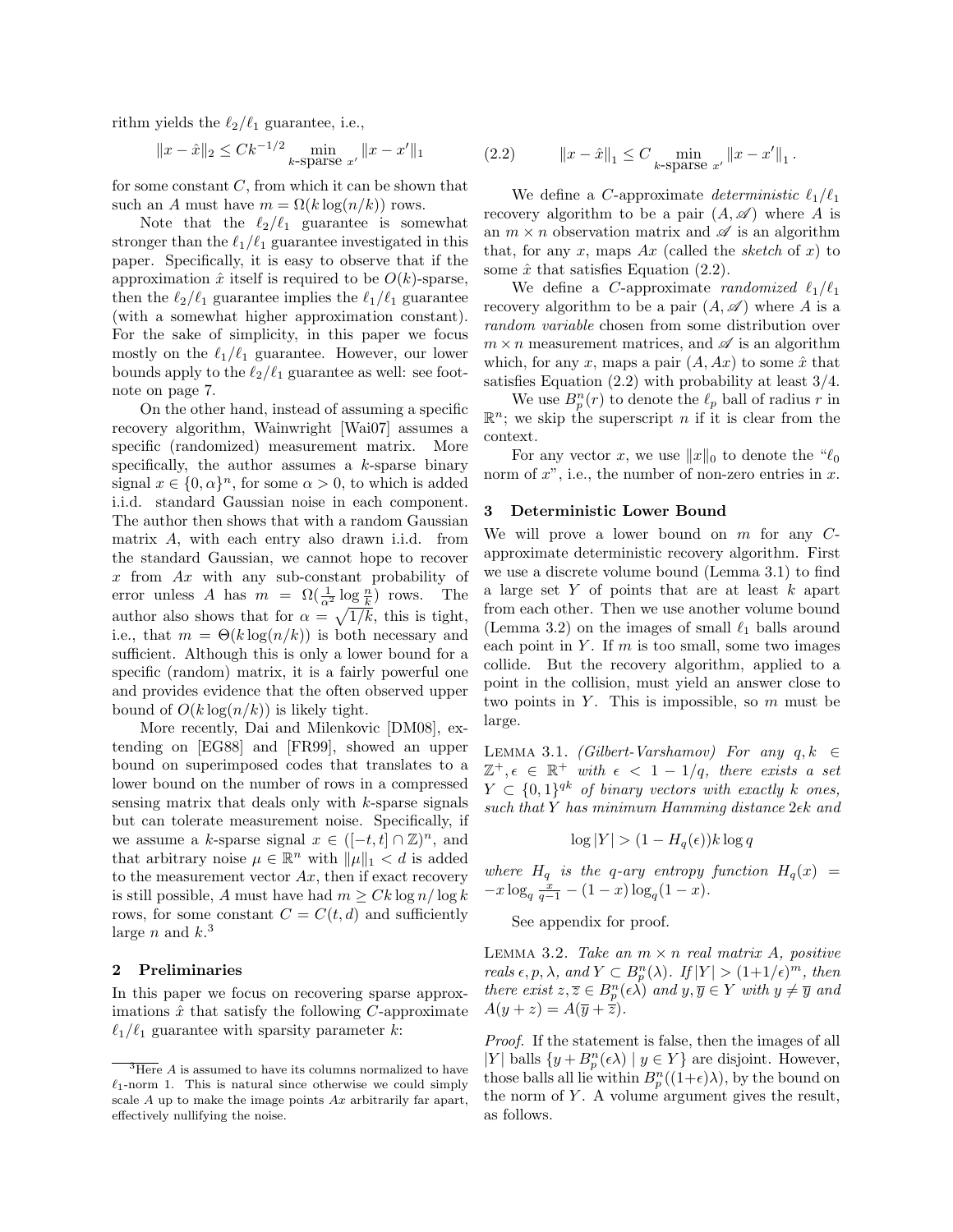rithm yields the $\ell_2/\ell_1$ guarantee, i.e.,

$$\|x - \hat{x}\|_2 \leq Ck^{-1/2} \min_{k\text{-sparse } x'} \|x - x'\|_1$$

for some constant $C$, from which it can be shown that such an $A$ must have $m = \Omega(k \log(n/k))$ rows.

Note that the $\ell_2/\ell_1$ guarantee is somewhat stronger than the $\ell_1/\ell_1$ guarantee investigated in this paper. Specifically, it is easy to observe that if the approximation $\hat{x}$ itself is required to be $O(k)$-sparse, then the $\ell_2/\ell_1$ guarantee implies the $\ell_1/\ell_1$ guarantee (with a somewhat higher approximation constant). For the sake of simplicity, in this paper we focus mostly on the $\ell_1/\ell_1$ guarantee. However, our lower bounds apply to the $\ell_2/\ell_1$ guarantee as well: see footnote on page 7.

On the other hand, instead of assuming a specific recovery algorithm, Wainwright [Wai07] assumes a specific (randomized) measurement matrix. More specifically, the author assumes a $k$-sparse binary signal $x \in \{0, \alpha\}^n$, for some $\alpha > 0$, to which is added i.i.d. standard Gaussian noise in each component. The author then shows that with a random Gaussian matrix $A$, with each entry also drawn i.i.d. from the standard Gaussian, we cannot hope to recover $x$ from $Ax$ with any sub-constant probability of error unless $A$ has $m = \Omega(\frac{1}{\alpha^2} \log \frac{n}{k})$ rows. The author also shows that for $\alpha = \sqrt{1/k}$, this is tight, i.e., that $m = \Theta(k \log(n/k))$ is both necessary and sufficient. Although this is only a lower bound for a specific (random) matrix, it is a fairly powerful one and provides evidence that the often observed upper bound of $O(k \log(n/k))$ is likely tight.

More recently, Dai and Milenkovic [DM08], extending on [EG88] and [FR99], showed an upper bound on superimposed codes that translates to a lower bound on the number of rows in a compressed sensing matrix that deals only with $k$-sparse signals but can tolerate measurement noise. Specifically, if we assume a $k$-sparse signal $x \in ([-t, t] \cap \mathbb{Z})^n$, and that arbitrary noise $\mu \in \mathbb{R}^n$ with $\|\mu\|_1 < d$ is added to the measurement vector $Ax$, then if exact recovery is still possible, $A$ must have had $m \geq Ck \log n / \log k$ rows, for some constant $C = C(t, d)$ and sufficiently large $n$ and $k$.[3]

## 2 Preliminaries

In this paper we focus on recovering sparse approximations $\hat{x}$ that satisfy the following $C$-approximate $\ell_1/\ell_1$ guarantee with sparsity parameter $k$:

$$\|x - \hat{x}\|_1 \leq C \min_{k\text{-sparse } x'} \|x - x'\|_1 . \tag{2.2}$$

We define a $C$-approximate *deterministic* $\ell_1/\ell_1$ recovery algorithm to be a pair $(A, \mathscr{A})$ where $A$ is an $m \times n$ observation matrix and $\mathscr{A}$ is an algorithm that, for any $x$, maps $Ax$ (called the *sketch* of $x$) to some $\hat{x}$ that satisfies Equation (2.2).

We define a $C$-approximate *randomized* $\ell_1/\ell_1$ recovery algorithm to be a pair $(A, \mathscr{A})$ where $A$ is a *random variable* chosen from some distribution over $m \times n$ measurement matrices, and $\mathscr{A}$ is an algorithm which, for any $x$, maps a pair $(A, Ax)$ to some $\hat{x}$ that satisfies Equation (2.2) with probability at least $3/4$.

We use $B_p^n(r)$ to denote the $\ell_p$ ball of radius $r$ in $\mathbb{R}^n$; we skip the superscript $n$ if it is clear from the context.

For any vector $x$, we use $\|x\|_0$ to denote the "$\ell_0$ norm of $x$", i.e., the number of non-zero entries in $x$.

## 3 Deterministic Lower Bound

We will prove a lower bound on $m$ for any $C$-approximate deterministic recovery algorithm. First we use a discrete volume bound (Lemma 3.1) to find a large set $Y$ of points that are at least $k$ apart from each other. Then we use another volume bound (Lemma 3.2) on the images of small $\ell_1$ balls around each point in $Y$. If $m$ is too small, some two images collide. But the recovery algorithm, applied to a point in the collision, must yield an answer close to two points in $Y$. This is impossible, so $m$ must be large.

Lemma 3.1. *(Gilbert-Varshamov) For any $q, k \in \mathbb{Z}^+, \epsilon \in \mathbb{R}^+$ with $\epsilon < 1 - 1/q$, there exists a set $Y \subset \{0,1\}^{qk}$ of binary vectors with exactly $k$ ones, such that $Y$ has minimum Hamming distance $2\epsilon k$ and*

$$\log |Y| > (1 - H_q(\epsilon)) k \log q$$

*where $H_q$ is the $q$-ary entropy function $H_q(x) = -x \log_q \frac{x}{q-1} - (1-x) \log_q (1-x)$.*

See appendix for proof.

Lemma 3.2. *Take an $m \times n$ real matrix $A$, positive reals $\epsilon, p, \lambda$, and $Y \subset B_p^n(\lambda)$. If $|Y| > (1+1/\epsilon)^m$, then there exist $z, \overline{z} \in B_p^n(\epsilon\lambda)$ and $y, \overline{y} \in Y$ with $y \neq \overline{y}$ and $A(y+z) = A(\overline{y} + \overline{z})$.*

*Proof.* If the statement is false, then the images of all $|Y|$ balls $\{y + B_p^n(\epsilon\lambda) \mid y \in Y\}$ are disjoint. However, those balls all lie within $B_p^n((1+\epsilon)\lambda)$, by the bound on the norm of $Y$. A volume argument gives the result, as follows.

[3] Here $A$ is assumed to have its columns normalized to have $\ell_1$-norm 1. This is natural since otherwise we could simply scale $A$ up to make the image points $Ax$ arbitrarily far apart, effectively nullifying the noise.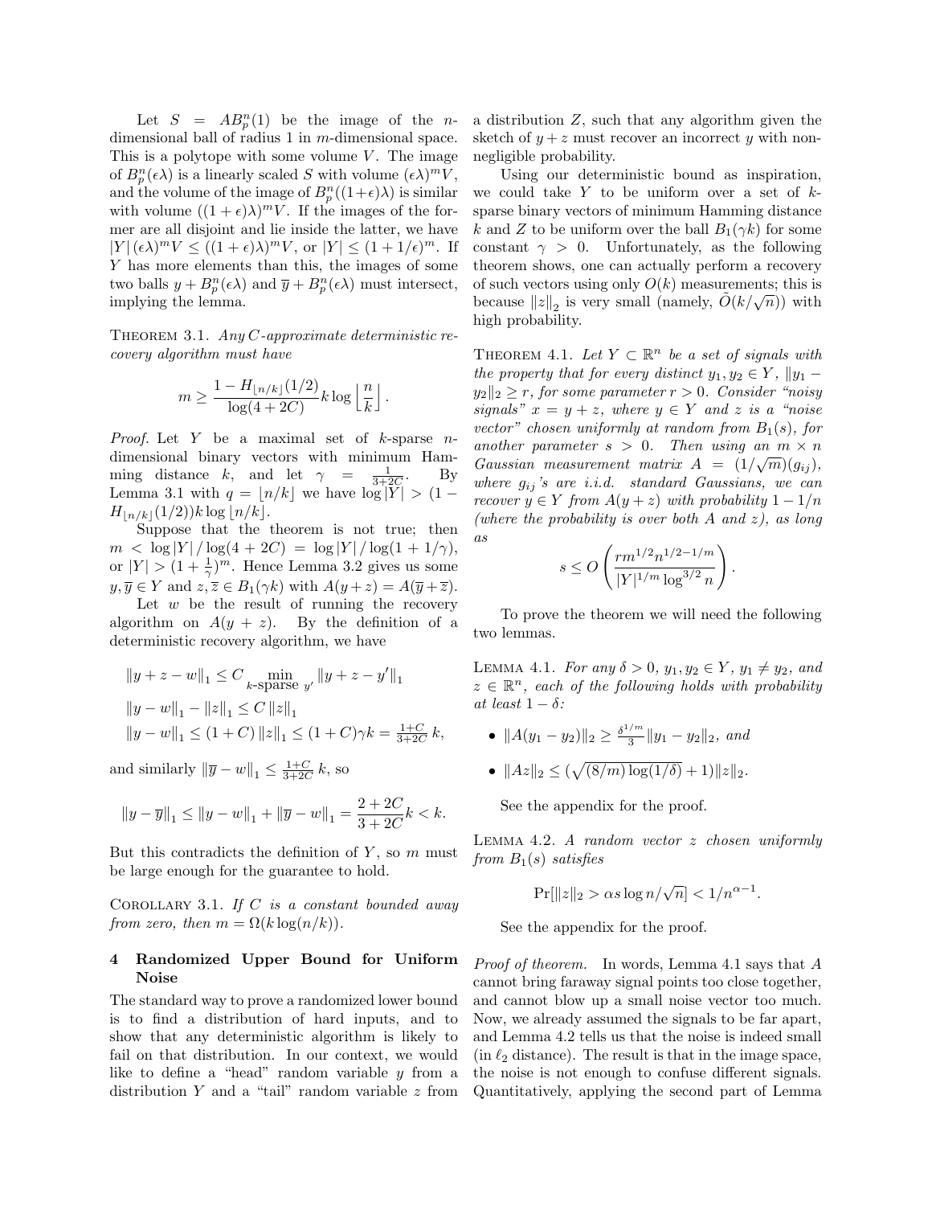Let $S = AB_p^n(1)$ be the image of the $n$-dimensional ball of radius 1 in $m$-dimensional space. This is a polytope with some volume $V$. The image of $B_p^n(\epsilon\lambda)$ is a linearly scaled $S$ with volume $(\epsilon\lambda)^m V$, and the volume of the image of $B_p^n((1+\epsilon)\lambda)$ is similar with volume $((1+\epsilon)\lambda)^m V$. If the images of the former are all disjoint and lie inside the latter, we have $|Y|(\epsilon\lambda)^m V \leq ((1+\epsilon)\lambda)^m V$, or $|Y| \leq (1+1/\epsilon)^m$. If $Y$ has more elements than this, the images of some two balls $y + B_p^n(\epsilon\lambda)$ and $\overline{y} + B_p^n(\epsilon\lambda)$ must intersect, implying the lemma.

THEOREM 3.1. *Any $C$-approximate deterministic recovery algorithm must have*

$$m \geq \frac{1 - H_{\lfloor n/k \rfloor}(1/2)}{\log(4+2C)} k \log \left\lfloor \frac{n}{k} \right\rfloor.$$

*Proof.* Let $Y$ be a maximal set of $k$-sparse $n$-dimensional binary vectors with minimum Hamming distance $k$, and let $\gamma = \frac{1}{3+2C}$. By Lemma 3.1 with $q = \lfloor n/k \rfloor$ we have $\log|Y| > (1 - H_{\lfloor n/k \rfloor}(1/2))k \log\lfloor n/k \rfloor$.

Suppose that the theorem is not true; then $m < \log|Y| / \log(4+2C) = \log|Y| / \log(1+1/\gamma)$, or $|Y| > (1 + \frac{1}{\gamma})^m$. Hence Lemma 3.2 gives us some $y, \overline{y} \in Y$ and $z, \overline{z} \in B_1(\gamma k)$ with $A(y+z) = A(\overline{y} + \overline{z})$.

Let $w$ be the result of running the recovery algorithm on $A(y+z)$. By the definition of a deterministic recovery algorithm, we have

$$\|y + z - w\|_1 \leq C \min_{k\text{-sparse } y'} \|y + z - y'\|_1$$

$$\|y - w\|_1 - \|z\|_1 \leq C \|z\|_1$$

$$\|y - w\|_1 \leq (1+C)\|z\|_1 \leq (1+C)\gamma k = \tfrac{1+C}{3+2C}\,k,$$

and similarly $\|\overline{y} - w\|_1 \leq \frac{1+C}{3+2C}\,k$, so

$$\|y - \overline{y}\|_1 \leq \|y - w\|_1 + \|\overline{y} - w\|_1 = \frac{2+2C}{3+2C} k < k.$$

But this contradicts the definition of $Y$, so $m$ must be large enough for the guarantee to hold.

COROLLARY 3.1. *If $C$ is a constant bounded away from zero, then $m = \Omega(k \log(n/k))$.*

## 4 Randomized Upper Bound for Uniform Noise

The standard way to prove a randomized lower bound is to find a distribution of hard inputs, and to show that any deterministic algorithm is likely to fail on that distribution. In our context, we would like to define a "head" random variable $y$ from a distribution $Y$ and a "tail" random variable $z$ from a distribution $Z$, such that any algorithm given the sketch of $y+z$ must recover an incorrect $y$ with non-negligible probability.

Using our deterministic bound as inspiration, we could take $Y$ to be uniform over a set of $k$-sparse binary vectors of minimum Hamming distance $k$ and $Z$ to be uniform over the ball $B_1(\gamma k)$ for some constant $\gamma > 0$. Unfortunately, as the following theorem shows, one can actually perform a recovery of such vectors using only $O(k)$ measurements; this is because $\|z\|_2$ is very small (namely, $\tilde{O}(k/\sqrt{n})$) with high probability.

THEOREM 4.1. *Let $Y \subset \mathbb{R}^n$ be a set of signals with the property that for every distinct $y_1, y_2 \in Y$, $\|y_1 - y_2\|_2 \geq r$, for some parameter $r > 0$. Consider "noisy signals" $x = y + z$, where $y \in Y$ and $z$ is a "noise vector" chosen uniformly at random from $B_1(s)$, for another parameter $s > 0$. Then using an $m \times n$ Gaussian measurement matrix $A = (1/\sqrt{m})(g_{ij})$, where $g_{ij}$'s are i.i.d. standard Gaussians, we can recover $y \in Y$ from $A(y+z)$ with probability $1 - 1/n$ (where the probability is over both $A$ and $z$), as long as*

$$s \leq O\left(\frac{r m^{1/2} n^{1/2 - 1/m}}{|Y|^{1/m} \log^{3/2} n}\right).$$

To prove the theorem we will need the following two lemmas.

LEMMA 4.1. *For any $\delta > 0$, $y_1, y_2 \in Y$, $y_1 \neq y_2$, and $z \in \mathbb{R}^n$, each of the following holds with probability at least $1 - \delta$:*

- $\|A(y_1 - y_2)\|_2 \geq \frac{\delta^{1/m}}{3}\|y_1 - y_2\|_2$, *and*
- $\|Az\|_2 \leq (\sqrt{(8/m)\log(1/\delta)} + 1)\|z\|_2$.

See the appendix for the proof.

LEMMA 4.2. *A random vector $z$ chosen uniformly from $B_1(s)$ satisfies*

$$\Pr[\|z\|_2 > \alpha s \log n / \sqrt{n}] < 1/n^{\alpha - 1}.$$

See the appendix for the proof.

*Proof of theorem.* In words, Lemma 4.1 says that $A$ cannot bring faraway signal points too close together, and cannot blow up a small noise vector too much. Now, we already assumed the signals to be far apart, and Lemma 4.2 tells us that the noise is indeed small (in $\ell_2$ distance). The result is that in the image space, the noise is not enough to confuse different signals. Quantitatively, applying the second part of Lemma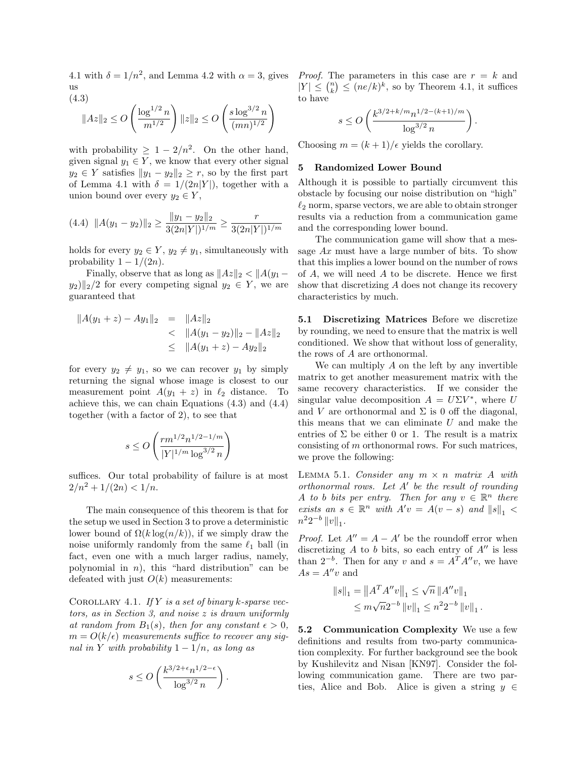4.1 with $\delta = 1/n^2$, and Lemma 4.2 with $\alpha = 3$, gives us

(4.3)
$$\|Az\|_2 \le O\left(\frac{\log^{1/2} n}{m^{1/2}}\right)\|z\|_2 \le O\left(\frac{s\log^{3/2} n}{(mn)^{1/2}}\right)$$

with probability $\ge 1 - 2/n^2$. On the other hand, given signal $y_1 \in Y$, we know that every other signal $y_2 \in Y$ satisfies $\|y_1 - y_2\|_2 \ge r$, so by the first part of Lemma 4.1 with $\delta = 1/(2n|Y|)$, together with a union bound over every $y_2 \in Y$,

(4.4) $$\|A(y_1 - y_2)\|_2 \ge \frac{\|y_1 - y_2\|_2}{3(2n|Y|)^{1/m}} \ge \frac{r}{3(2n|Y|)^{1/m}}$$

holds for every $y_2 \in Y$, $y_2 \ne y_1$, simultaneously with probability $1 - 1/(2n)$.

Finally, observe that as long as $\|Az\|_2 < \|A(y_1 - y_2)\|_2/2$ for every competing signal $y_2 \in Y$, we are guaranteed that

$$\begin{aligned}
\|A(y_1+z) - Ay_1\|_2 &= \|Az\|_2 \\
&< \|A(y_1 - y_2)\|_2 - \|Az\|_2 \\
&\le \|A(y_1+z) - Ay_2\|_2
\end{aligned}$$

for every $y_2 \ne y_1$, so we can recover $y_1$ by simply returning the signal whose image is closest to our measurement point $A(y_1 + z)$ in $\ell_2$ distance. To achieve this, we can chain Equations (4.3) and (4.4) together (with a factor of 2), to see that

$$s \le O\left(\frac{rm^{1/2}n^{1/2-1/m}}{|Y|^{1/m}\log^{3/2} n}\right)$$

suffices. Our total probability of failure is at most $2/n^2 + 1/(2n) < 1/n$.

The main consequence of this theorem is that for the setup we used in Section 3 to prove a deterministic lower bound of $\Omega(k\log(n/k))$, if we simply draw the noise uniformly randomly from the same $\ell_1$ ball (in fact, even one with a much larger radius, namely, polynomial in $n$), this "hard distribution" can be defeated with just $O(k)$ measurements:

Corollary 4.1. *If $Y$ is a set of binary $k$-sparse vectors, as in Section 3, and noise $z$ is drawn uniformly at random from $B_1(s)$, then for any constant $\epsilon > 0$, $m = O(k/\epsilon)$ measurements suffice to recover any signal in $Y$ with probability $1 - 1/n$, as long as*

$$s \le O\left(\frac{k^{3/2+\epsilon}n^{1/2-\epsilon}}{\log^{3/2} n}\right).$$

*Proof.* The parameters in this case are $r = k$ and $|Y| \le \binom{n}{k} \le (ne/k)^k$, so by Theorem 4.1, it suffices to have

$$s \le O\left(\frac{k^{3/2+k/m}n^{1/2-(k+1)/m}}{\log^{3/2} n}\right).$$

Choosing $m = (k+1)/\epsilon$ yields the corollary.

## 5 Randomized Lower Bound

Although it is possible to partially circumvent this obstacle by focusing our noise distribution on "high" $\ell_2$ norm, sparse vectors, we are able to obtain stronger results via a reduction from a communication game and the corresponding lower bound.

The communication game will show that a message $Ax$ must have a large number of bits. To show that this implies a lower bound on the number of rows of $A$, we will need $A$ to be discrete. Hence we first show that discretizing $A$ does not change its recovery characteristics by much.

**5.1 Discretizing Matrices** Before we discretize by rounding, we need to ensure that the matrix is well conditioned. We show that without loss of generality, the rows of $A$ are orthonormal.

We can multiply $A$ on the left by any invertible matrix to get another measurement matrix with the same recovery characteristics. If we consider the singular value decomposition $A = U\Sigma V^*$, where $U$ and $V$ are orthonormal and $\Sigma$ is 0 off the diagonal, this means that we can eliminate $U$ and make the entries of $\Sigma$ be either 0 or 1. The result is a matrix consisting of $m$ orthonormal rows. For such matrices, we prove the following:

Lemma 5.1. *Consider any $m \times n$ matrix $A$ with orthonormal rows. Let $A'$ be the result of rounding $A$ to $b$ bits per entry. Then for any $v \in \mathbb{R}^n$ there exists an $s \in \mathbb{R}^n$ with $A'v = A(v - s)$ and $\|s\|_1 < n^2 2^{-b}\|v\|_1$.*

*Proof.* Let $A'' = A - A'$ be the roundoff error when discretizing $A$ to $b$ bits, so each entry of $A''$ is less than $2^{-b}$. Then for any $v$ and $s = A^T A'' v$, we have $As = A''v$ and

$$\begin{aligned}
\|s\|_1 = \left\|A^T A'' v\right\|_1 &\le \sqrt{n}\left\|A'' v\right\|_1 \\
&\le m\sqrt{n}2^{-b}\|v\|_1 \le n^2 2^{-b}\|v\|_1.
\end{aligned}$$

**5.2 Communication Complexity** We use a few definitions and results from two-party communication complexity. For further background see the book by Kushilevitz and Nisan [KN97]. Consider the following communication game. There are two parties, Alice and Bob. Alice is given a string $y \in$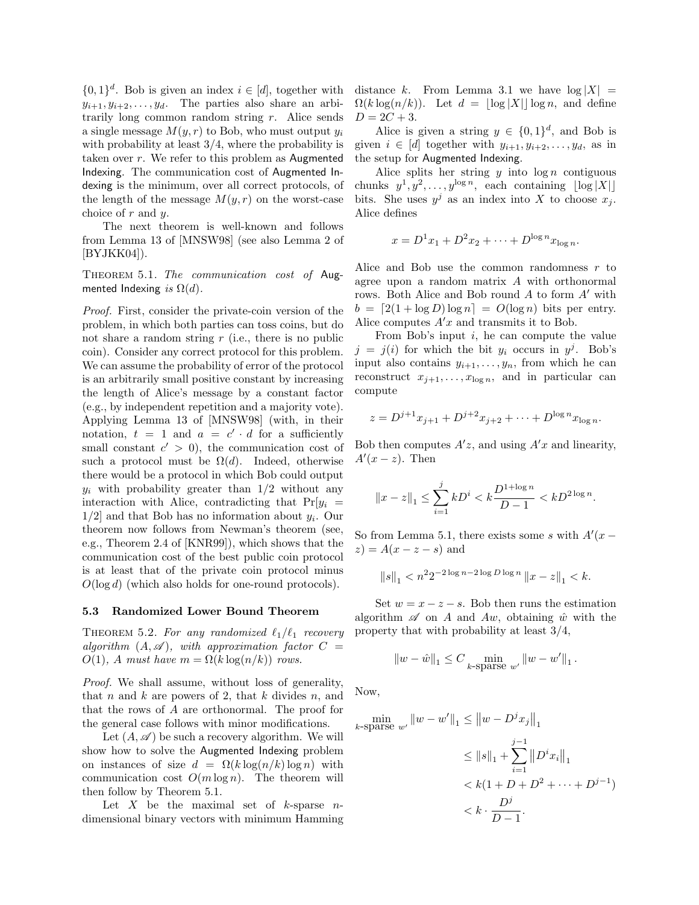$\{0,1\}^d$. Bob is given an index $i \in [d]$, together with $y_{i+1}, y_{i+2}, \ldots, y_d$. The parties also share an arbitrarily long common random string $r$. Alice sends a single message $M(y,r)$ to Bob, who must output $y_i$ with probability at least 3/4, where the probability is taken over $r$. We refer to this problem as Augmented Indexing. The communication cost of Augmented Indexing is the minimum, over all correct protocols, of the length of the message $M(y,r)$ on the worst-case choice of $r$ and $y$.

The next theorem is well-known and follows from Lemma 13 of [MNSW98] (see also Lemma 2 of [BYJKK04]).

Theorem 5.1. *The communication cost of* Augmented Indexing *is* $\Omega(d)$.

*Proof.* First, consider the private-coin version of the problem, in which both parties can toss coins, but do not share a random string $r$ (i.e., there is no public coin). Consider any correct protocol for this problem. We can assume the probability of error of the protocol is an arbitrarily small positive constant by increasing the length of Alice's message by a constant factor (e.g., by independent repetition and a majority vote). Applying Lemma 13 of [MNSW98] (with, in their notation, $t = 1$ and $a = c' \cdot d$ for a sufficiently small constant $c' > 0$), the communication cost of such a protocol must be $\Omega(d)$. Indeed, otherwise there would be a protocol in which Bob could output $y_i$ with probability greater than 1/2 without any interaction with Alice, contradicting that $\Pr[y_i = 1/2]$ and that Bob has no information about $y_i$. Our theorem now follows from Newman's theorem (see, e.g., Theorem 2.4 of [KNR99]), which shows that the communication cost of the best public coin protocol is at least that of the private coin protocol minus $O(\log d)$ (which also holds for one-round protocols).

### 5.3 Randomized Lower Bound Theorem

Theorem 5.2. *For any randomized $\ell_1/\ell_1$ recovery algorithm $(A, \mathscr{A})$, with approximation factor $C = O(1)$, $A$ must have $m = \Omega(k \log(n/k))$ rows.*

*Proof.* We shall assume, without loss of generality, that $n$ and $k$ are powers of 2, that $k$ divides $n$, and that the rows of $A$ are orthonormal. The proof for the general case follows with minor modifications.

Let $(A, \mathscr{A})$ be such a recovery algorithm. We will show how to solve the Augmented Indexing problem on instances of size $d = \Omega(k \log(n/k) \log n)$ with communication cost $O(m \log n)$. The theorem will then follow by Theorem 5.1.

Let $X$ be the maximal set of $k$-sparse $n$-dimensional binary vectors with minimum Hamming distance $k$. From Lemma 3.1 we have $\log |X| = \Omega(k \log(n/k))$. Let $d = \lfloor \log |X| \rfloor \log n$, and define $D = 2C + 3$.

Alice is given a string $y \in \{0,1\}^d$, and Bob is given $i \in [d]$ together with $y_{i+1}, y_{i+2}, \ldots, y_d$, as in the setup for Augmented Indexing.

Alice splits her string $y$ into $\log n$ contiguous chunks $y^1, y^2, \ldots, y^{\log n}$, each containing $\lfloor \log |X| \rfloor$ bits. She uses $y^j$ as an index into $X$ to choose $x_j$. Alice defines

$$x = D^1 x_1 + D^2 x_2 + \cdots + D^{\log n} x_{\log n}.$$

Alice and Bob use the common randomness $r$ to agree upon a random matrix $A$ with orthonormal rows. Both Alice and Bob round $A$ to form $A'$ with $b = \lceil 2(1 + \log D) \log n \rceil = O(\log n)$ bits per entry. Alice computes $A'x$ and transmits it to Bob.

From Bob's input $i$, he can compute the value $j = j(i)$ for which the bit $y_i$ occurs in $y^j$. Bob's input also contains $y_{i+1}, \ldots, y_n$, from which he can reconstruct $x_{j+1}, \ldots, x_{\log n}$, and in particular can compute

$$z = D^{j+1} x_{j+1} + D^{j+2} x_{j+2} + \cdots + D^{\log n} x_{\log n}.$$

Bob then computes $A'z$, and using $A'x$ and linearity, $A'(x - z)$. Then

$$\|x - z\|_1 \le \sum_{i=1}^{j} k D^i < k \frac{D^{1+\log n}}{D - 1} < k D^{2 \log n}.$$

So from Lemma 5.1, there exists some $s$ with $A'(x - z) = A(x - z - s)$ and

$$\|s\|_1 < n^2 2^{-2\log n - 2\log D \log n} \|x - z\|_1 < k.$$

Set $w = x - z - s$. Bob then runs the estimation algorithm $\mathscr{A}$ on $A$ and $Aw$, obtaining $\hat{w}$ with the property that with probability at least 3/4,

$$\|w - \hat{w}\|_1 \le C \min_{k\text{-sparse } w'} \|w - w'\|_1 .$$

Now,

$$\begin{aligned}
\min_{k\text{-sparse } w'} \|w - w'\|_1 &\le \left\|w - D^j x_j\right\|_1 \\
&\le \|s\|_1 + \sum_{i=1}^{j-1} \left\|D^i x_i\right\|_1 \\
&< k(1 + D + D^2 + \cdots + D^{j-1}) \\
&< k \cdot \frac{D^j}{D - 1}.
\end{aligned}$$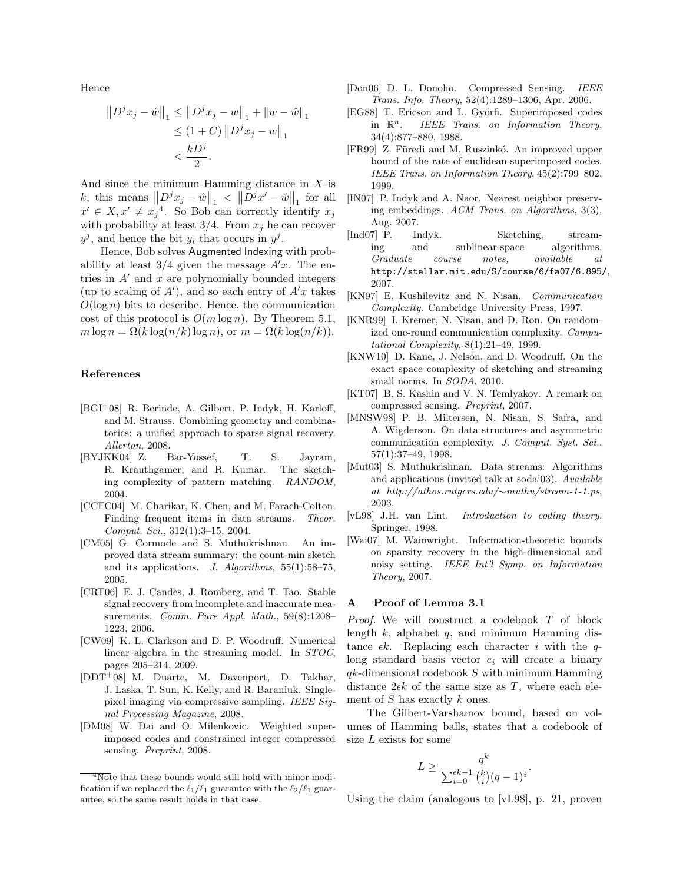Hence

$$\begin{aligned}\left\|D^j x_j - \hat{w}\right\|_1 &\le \left\|D^j x_j - w\right\|_1 + \|w - \hat{w}\|_1 \\ &\le (1+C)\left\|D^j x_j - w\right\|_1 \\ &< \frac{kD^j}{2}.\end{aligned}$$

And since the minimum Hamming distance in $X$ is $k$, this means $\left\|D^j x_j - \hat{w}\right\|_1 < \left\|D^j x' - \hat{w}\right\|_1$ for all $x' \in X, x' \neq x_j$[4]. So Bob can correctly identify $x_j$ with probability at least $3/4$. From $x_j$ he can recover $y^j$, and hence the bit $y_i$ that occurs in $y^j$.

Hence, Bob solves Augmented Indexing with probability at least $3/4$ given the message $A'x$. The entries in $A'$ and $x$ are polynomially bounded integers (up to scaling of $A'$), and so each entry of $A'x$ takes $O(\log n)$ bits to describe. Hence, the communication cost of this protocol is $O(m \log n)$. By Theorem 5.1, $m \log n = \Omega(k \log(n/k) \log n)$, or $m = \Omega(k \log(n/k))$.

[4] Note that these bounds would still hold with minor modification if we replaced the $\ell_1/\ell_1$ guarantee with the $\ell_2/\ell_1$ guarantee, so the same result holds in that case.

## References

[BGI+08] R. Berinde, A. Gilbert, P. Indyk, H. Karloff, and M. Strauss. Combining geometry and combinatorics: a unified approach to sparse signal recovery. *Allerton*, 2008.

[BYJKK04] Z. Bar-Yossef, T. S. Jayram, R. Krauthgamer, and R. Kumar. The sketching complexity of pattern matching. *RANDOM*, 2004.

[CCFC04] M. Charikar, K. Chen, and M. Farach-Colton. Finding frequent items in data streams. *Theor. Comput. Sci.*, 312(1):3–15, 2004.

[CM05] G. Cormode and S. Muthukrishnan. An improved data stream summary: the count-min sketch and its applications. *J. Algorithms*, 55(1):58–75, 2005.

[CRT06] E. J. Candès, J. Romberg, and T. Tao. Stable signal recovery from incomplete and inaccurate measurements. *Comm. Pure Appl. Math.*, 59(8):1208–1223, 2006.

[CW09] K. L. Clarkson and D. P. Woodruff. Numerical linear algebra in the streaming model. In *STOC*, pages 205–214, 2009.

[DDT+08] M. Duarte, M. Davenport, D. Takhar, J. Laska, T. Sun, K. Kelly, and R. Baraniuk. Single-pixel imaging via compressive sampling. *IEEE Signal Processing Magazine*, 2008.

[DM08] W. Dai and O. Milenkovic. Weighted superimposed codes and constrained integer compressed sensing. *Preprint*, 2008.

[Don06] D. L. Donoho. Compressed Sensing. *IEEE Trans. Info. Theory*, 52(4):1289–1306, Apr. 2006.

[EG88] T. Ericson and L. Györfi. Superimposed codes in $\mathbb{R}^n$. *IEEE Trans. on Information Theory*, 34(4):877–880, 1988.

[FR99] Z. Füredi and M. Ruszinkó. An improved upper bound of the rate of euclidean superimposed codes. *IEEE Trans. on Information Theory*, 45(2):799–802, 1999.

[IN07] P. Indyk and A. Naor. Nearest neighbor preserving embeddings. *ACM Trans. on Algorithms*, 3(3), Aug. 2007.

[Ind07] P. Indyk. Sketching, streaming and sublinear-space algorithms. *Graduate course notes, available at* `http://stellar.mit.edu/S/course/6/fa07/6.895/`, 2007.

[KN97] E. Kushilevitz and N. Nisan. *Communication Complexity*. Cambridge University Press, 1997.

[KNR99] I. Kremer, N. Nisan, and D. Ron. On randomized one-round communication complexity. *Computational Complexity*, 8(1):21–49, 1999.

[KNW10] D. Kane, J. Nelson, and D. Woodruff. On the exact space complexity of sketching and streaming small norms. In *SODA*, 2010.

[KT07] B. S. Kashin and V. N. Temlyakov. A remark on compressed sensing. *Preprint*, 2007.

[MNSW98] P. B. Miltersen, N. Nisan, S. Safra, and A. Wigderson. On data structures and asymmetric communication complexity. *J. Comput. Syst. Sci.*, 57(1):37–49, 1998.

[Mut03] S. Muthukrishnan. Data streams: Algorithms and applications (invited talk at soda'03). *Available at http://athos.rutgers.edu/∼muthu/stream-1-1.ps*, 2003.

[vL98] J.H. van Lint. *Introduction to coding theory*. Springer, 1998.

[Wai07] M. Wainwright. Information-theoretic bounds on sparsity recovery in the high-dimensional and noisy setting. *IEEE Int'l Symp. on Information Theory*, 2007.

## A Proof of Lemma 3.1

*Proof.* We will construct a codebook $T$ of block length $k$, alphabet $q$, and minimum Hamming distance $\epsilon k$. Replacing each character $i$ with the $q$-long standard basis vector $e_i$ will create a binary $qk$-dimensional codebook $S$ with minimum Hamming distance $2\epsilon k$ of the same size as $T$, where each element of $S$ has exactly $k$ ones.

The Gilbert-Varshamov bound, based on volumes of Hamming balls, states that a codebook of size $L$ exists for some

$$L \ge \frac{q^k}{\sum_{i=0}^{\epsilon k - 1} \binom{k}{i}(q-1)^i}.$$

Using the claim (analogous to [vL98], p. 21, proven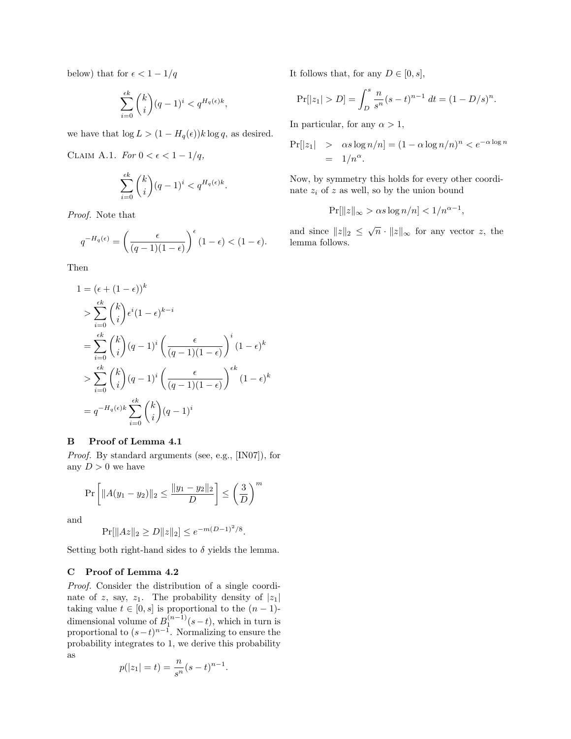below) that for $\epsilon < 1 - 1/q$

$$\sum_{i=0}^{\epsilon k} \binom{k}{i} (q-1)^i < q^{H_q(\epsilon)k},$$

we have that $\log L > (1 - H_q(\epsilon))k \log q$, as desired.

Claim A.1. *For $0 < \epsilon < 1 - 1/q$,*

$$\sum_{i=0}^{\epsilon k} \binom{k}{i} (q-1)^i < q^{H_q(\epsilon)k}.$$

*Proof.* Note that

$$q^{-H_q(\epsilon)} = \left(\frac{\epsilon}{(q-1)(1-\epsilon)}\right)^{\epsilon} (1-\epsilon) < (1-\epsilon).$$

Then

$$\begin{aligned}
1 &= (\epsilon + (1-\epsilon))^k \\
&> \sum_{i=0}^{\epsilon k} \binom{k}{i} \epsilon^i (1-\epsilon)^{k-i} \\
&= \sum_{i=0}^{\epsilon k} \binom{k}{i} (q-1)^i \left(\frac{\epsilon}{(q-1)(1-\epsilon)}\right)^{i} (1-\epsilon)^k \\
&> \sum_{i=0}^{\epsilon k} \binom{k}{i} (q-1)^i \left(\frac{\epsilon}{(q-1)(1-\epsilon)}\right)^{\epsilon k} (1-\epsilon)^k \\
&= q^{-H_q(\epsilon)k} \sum_{i=0}^{\epsilon k} \binom{k}{i} (q-1)^i
\end{aligned}$$

## B Proof of Lemma 4.1

*Proof.* By standard arguments (see, e.g., [IN07]), for any $D > 0$ we have

$$\Pr\left[\|A(y_1 - y_2)\|_2 \le \frac{\|y_1 - y_2\|_2}{D}\right] \le \left(\frac{3}{D}\right)^m$$

and

$$\Pr[\|Az\|_2 \ge D\|z\|_2] \le e^{-m(D-1)^2/8}.$$

Setting both right-hand sides to $\delta$ yields the lemma.

## C Proof of Lemma 4.2

*Proof.* Consider the distribution of a single coordinate of $z$, say, $z_1$. The probability density of $|z_1|$ taking value $t \in [0, s]$ is proportional to the $(n-1)$-dimensional volume of $B_1^{(n-1)}(s-t)$, which in turn is proportional to $(s-t)^{n-1}$. Normalizing to ensure the probability integrates to 1, we derive this probability as

$$p(|z_1| = t) = \frac{n}{s^n}(s-t)^{n-1}.$$

It follows that, for any $D \in [0, s]$,

$$\Pr[|z_1| > D] = \int_D^s \frac{n}{s^n}(s-t)^{n-1}\, dt = (1 - D/s)^n.$$

In particular, for any $\alpha > 1$,

$$\begin{aligned}
\Pr[|z_1| &> \alpha s \log n/n] = (1 - \alpha \log n/n)^n < e^{-\alpha \log n} \\
&= 1/n^{\alpha}.
\end{aligned}$$

Now, by symmetry this holds for every other coordinate $z_i$ of $z$ as well, so by the union bound

$$\Pr[\|z\|_\infty > \alpha s \log n/n] < 1/n^{\alpha - 1},$$

and since $\|z\|_2 \le \sqrt{n} \cdot \|z\|_\infty$ for any vector $z$, the lemma follows.